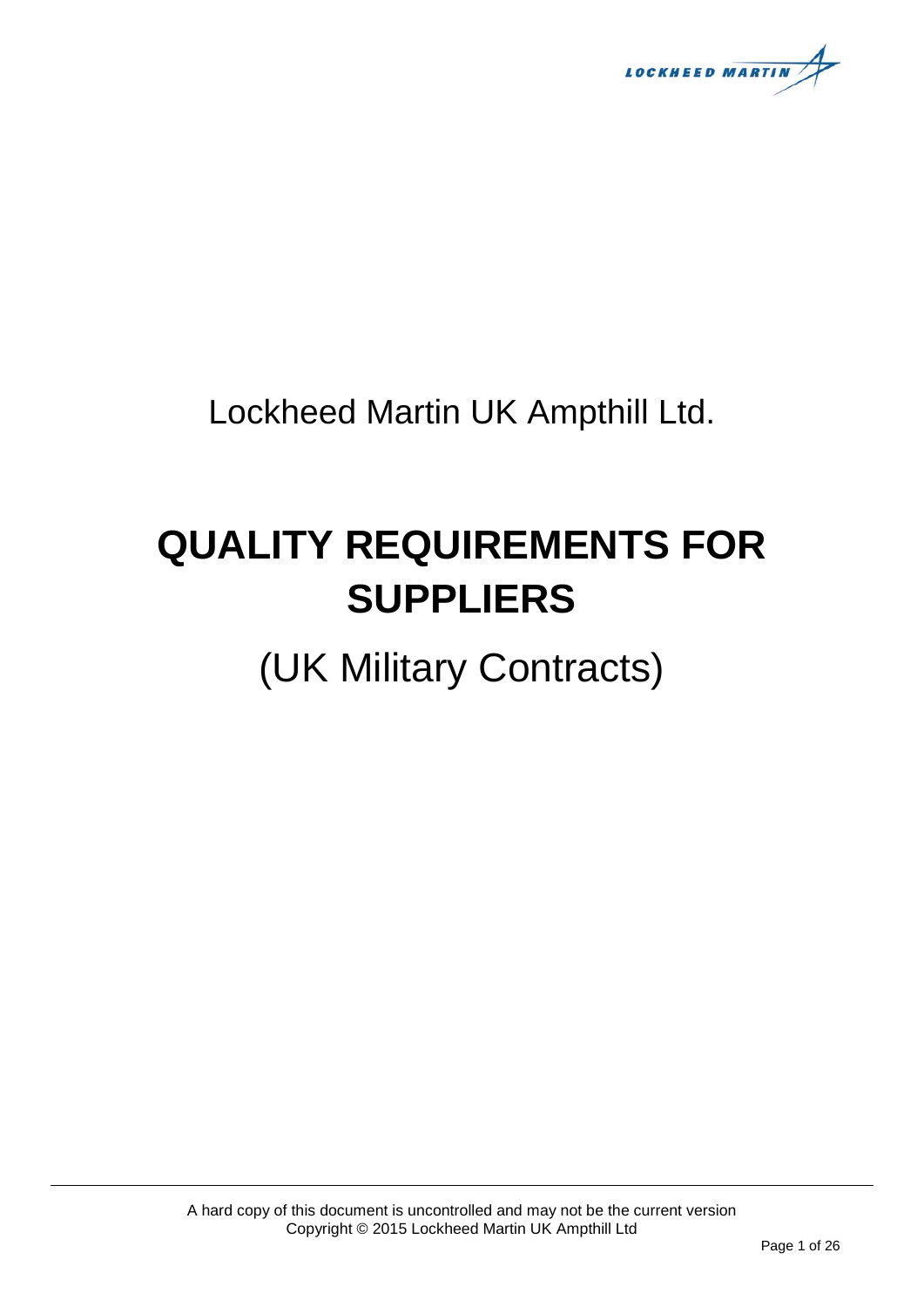Lockheed Martin UK Ampthill Ltd.

# QUALITY REQUIREMENTS FOR SUPPLIERS

## (UK Military Contracts)

A hard copy of this document is uncontrolled and may not be the current version
Copyright © 2015 Lockheed Martin UK Ampthill Ltd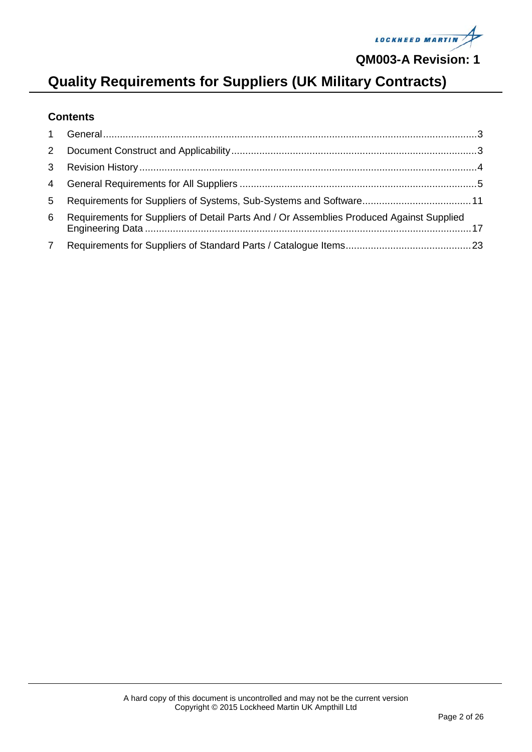# Quality Requirements for Suppliers (UK Military Contracts)

## Contents

1 General ........................................................ 3

2 Document Construct and Applicability ........................................................ 3

3 Revision History ........................................................ 4

4 General Requirements for All Suppliers ........................................................ 5

5 Requirements for Suppliers of Systems, Sub-Systems and Software ........................................................ 11

6 Requirements for Suppliers of Detail Parts And / Or Assemblies Produced Against Supplied Engineering Data ........................................................ 17

7 Requirements for Suppliers of Standard Parts / Catalogue Items ........................................................ 23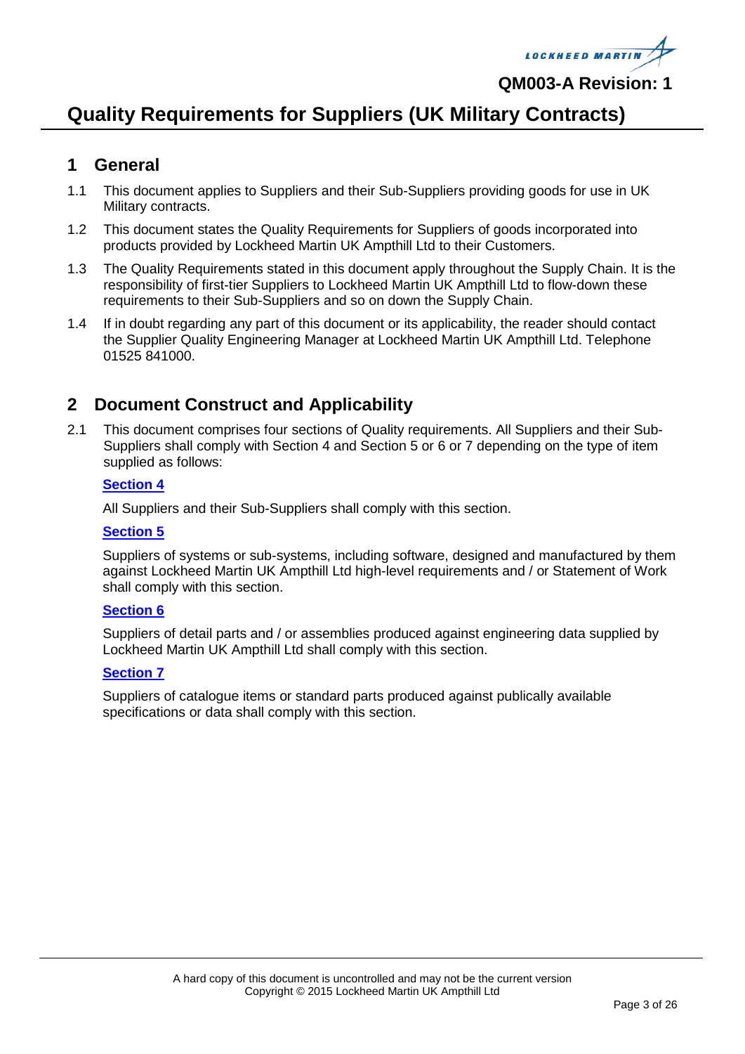# Quality Requirements for Suppliers (UK Military Contracts)

## 1 General

1.1 This document applies to Suppliers and their Sub-Suppliers providing goods for use in UK Military contracts.

1.2 This document states the Quality Requirements for Suppliers of goods incorporated into products provided by Lockheed Martin UK Ampthill Ltd to their Customers.

1.3 The Quality Requirements stated in this document apply throughout the Supply Chain. It is the responsibility of first-tier Suppliers to Lockheed Martin UK Ampthill Ltd to flow-down these requirements to their Sub-Suppliers and so on down the Supply Chain.

1.4 If in doubt regarding any part of this document or its applicability, the reader should contact the Supplier Quality Engineering Manager at Lockheed Martin UK Ampthill Ltd. Telephone 01525 841000.

## 2 Document Construct and Applicability

2.1 This document comprises four sections of Quality requirements. All Suppliers and their Sub-Suppliers shall comply with Section 4 and Section 5 or 6 or 7 depending on the type of item supplied as follows:

**Section 4**

All Suppliers and their Sub-Suppliers shall comply with this section.

**Section 5**

Suppliers of systems or sub-systems, including software, designed and manufactured by them against Lockheed Martin UK Ampthill Ltd high-level requirements and / or Statement of Work shall comply with this section.

**Section 6**

Suppliers of detail parts and / or assemblies produced against engineering data supplied by Lockheed Martin UK Ampthill Ltd shall comply with this section.

**Section 7**

Suppliers of catalogue items or standard parts produced against publically available specifications or data shall comply with this section.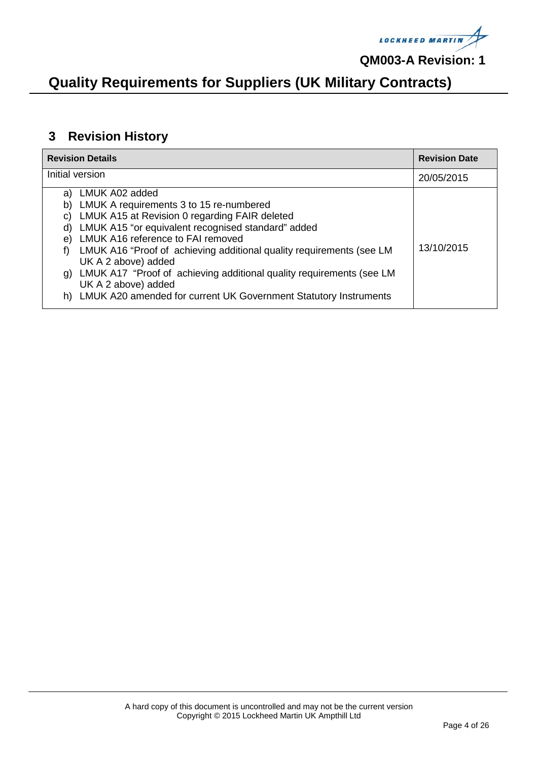## 3 Revision History

| Revision Details | Revision Date |
|---|---|
| Initial version | 20/05/2015 |
| a) LMUK A02 added<br>b) LMUK A requirements 3 to 15 re-numbered<br>c) LMUK A15 at Revision 0 regarding FAIR deleted<br>d) LMUK A15 "or equivalent recognised standard" added<br>e) LMUK A16 reference to FAI removed<br>f) LMUK A16 "Proof of achieving additional quality requirements (see LM UK A 2 above) added<br>g) LMUK A17 "Proof of achieving additional quality requirements (see LM UK A 2 above) added<br>h) LMUK A20 amended for current UK Government Statutory Instruments | 13/10/2015 |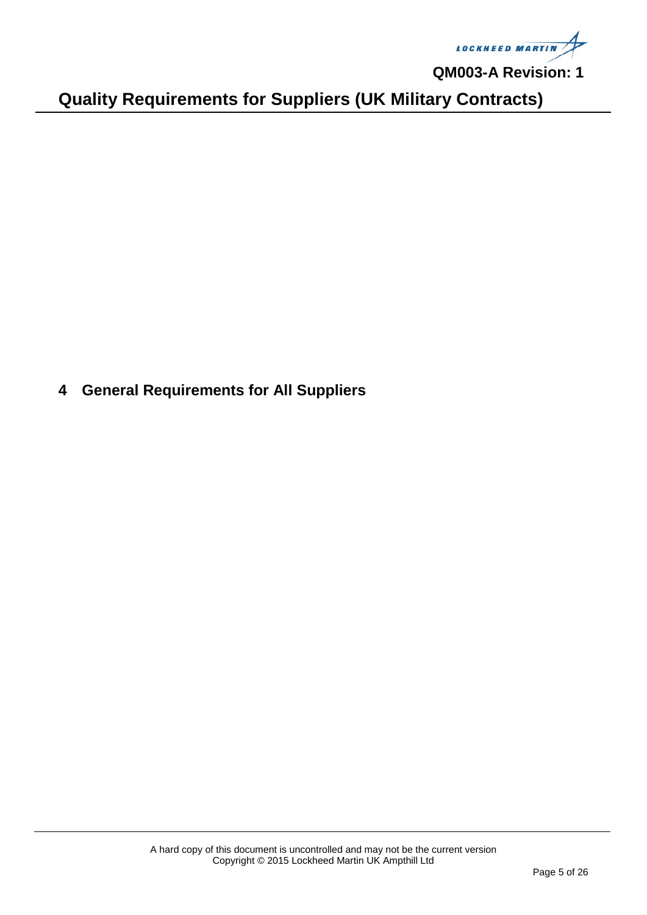# 4 General Requirements for All Suppliers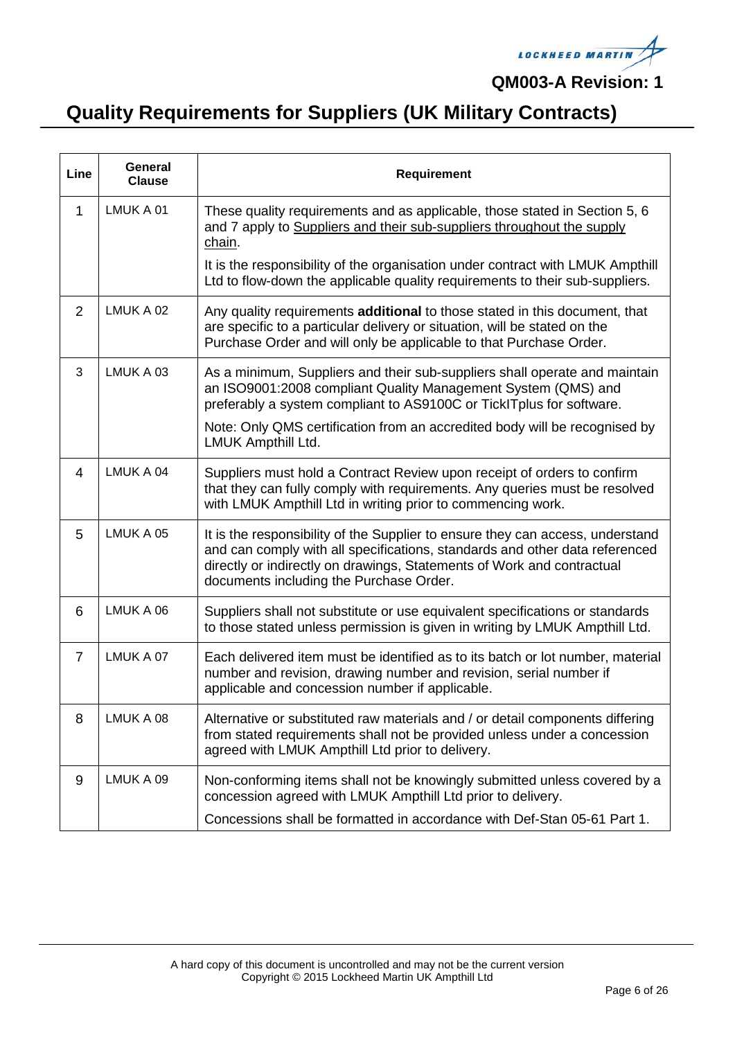# Quality Requirements for Suppliers (UK Military Contracts)

| Line | General Clause | Requirement |
|---|---|---|
| 1 | LMUK A 01 | These quality requirements and as applicable, those stated in Section 5, 6 and 7 apply to Suppliers and their sub-suppliers throughout the supply chain.<br><br>It is the responsibility of the organisation under contract with LMUK Ampthill Ltd to flow-down the applicable quality requirements to their sub-suppliers. |
| 2 | LMUK A 02 | Any quality requirements **additional** to those stated in this document, that are specific to a particular delivery or situation, will be stated on the Purchase Order and will only be applicable to that Purchase Order. |
| 3 | LMUK A 03 | As a minimum, Suppliers and their sub-suppliers shall operate and maintain an ISO9001:2008 compliant Quality Management System (QMS) and preferably a system compliant to AS9100C or TickITplus for software.<br><br>Note: Only QMS certification from an accredited body will be recognised by LMUK Ampthill Ltd. |
| 4 | LMUK A 04 | Suppliers must hold a Contract Review upon receipt of orders to confirm that they can fully comply with requirements. Any queries must be resolved with LMUK Ampthill Ltd in writing prior to commencing work. |
| 5 | LMUK A 05 | It is the responsibility of the Supplier to ensure they can access, understand and can comply with all specifications, standards and other data referenced directly or indirectly on drawings, Statements of Work and contractual documents including the Purchase Order. |
| 6 | LMUK A 06 | Suppliers shall not substitute or use equivalent specifications or standards to those stated unless permission is given in writing by LMUK Ampthill Ltd. |
| 7 | LMUK A 07 | Each delivered item must be identified as to its batch or lot number, material number and revision, drawing number and revision, serial number if applicable and concession number if applicable. |
| 8 | LMUK A 08 | Alternative or substituted raw materials and / or detail components differing from stated requirements shall not be provided unless under a concession agreed with LMUK Ampthill Ltd prior to delivery. |
| 9 | LMUK A 09 | Non-conforming items shall not be knowingly submitted unless covered by a concession agreed with LMUK Ampthill Ltd prior to delivery.<br><br>Concessions shall be formatted in accordance with Def-Stan 05-61 Part 1. |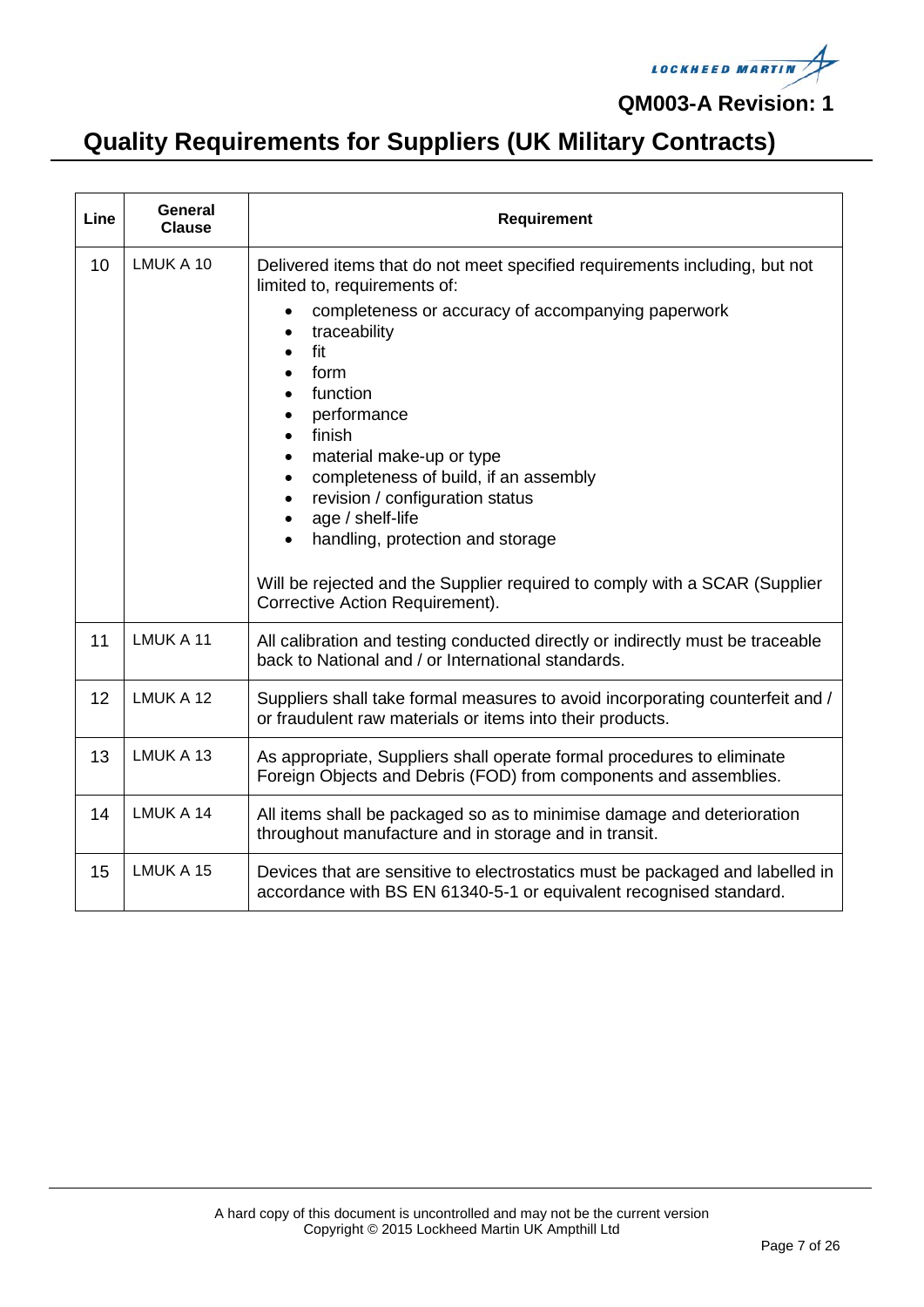# Quality Requirements for Suppliers (UK Military Contracts)

| Line | General Clause | Requirement |
|---|---|---|
| 10 | LMUK A 10 | Delivered items that do not meet specified requirements including, but not limited to, requirements of:<br>• completeness or accuracy of accompanying paperwork<br>• traceability<br>• fit<br>• form<br>• function<br>• performance<br>• finish<br>• material make-up or type<br>• completeness of build, if an assembly<br>• revision / configuration status<br>• age / shelf-life<br>• handling, protection and storage<br><br>Will be rejected and the Supplier required to comply with a SCAR (Supplier Corrective Action Requirement). |
| 11 | LMUK A 11 | All calibration and testing conducted directly or indirectly must be traceable back to National and / or International standards. |
| 12 | LMUK A 12 | Suppliers shall take formal measures to avoid incorporating counterfeit and / or fraudulent raw materials or items into their products. |
| 13 | LMUK A 13 | As appropriate, Suppliers shall operate formal procedures to eliminate Foreign Objects and Debris (FOD) from components and assemblies. |
| 14 | LMUK A 14 | All items shall be packaged so as to minimise damage and deterioration throughout manufacture and in storage and in transit. |
| 15 | LMUK A 15 | Devices that are sensitive to electrostatics must be packaged and labelled in accordance with BS EN 61340-5-1 or equivalent recognised standard. |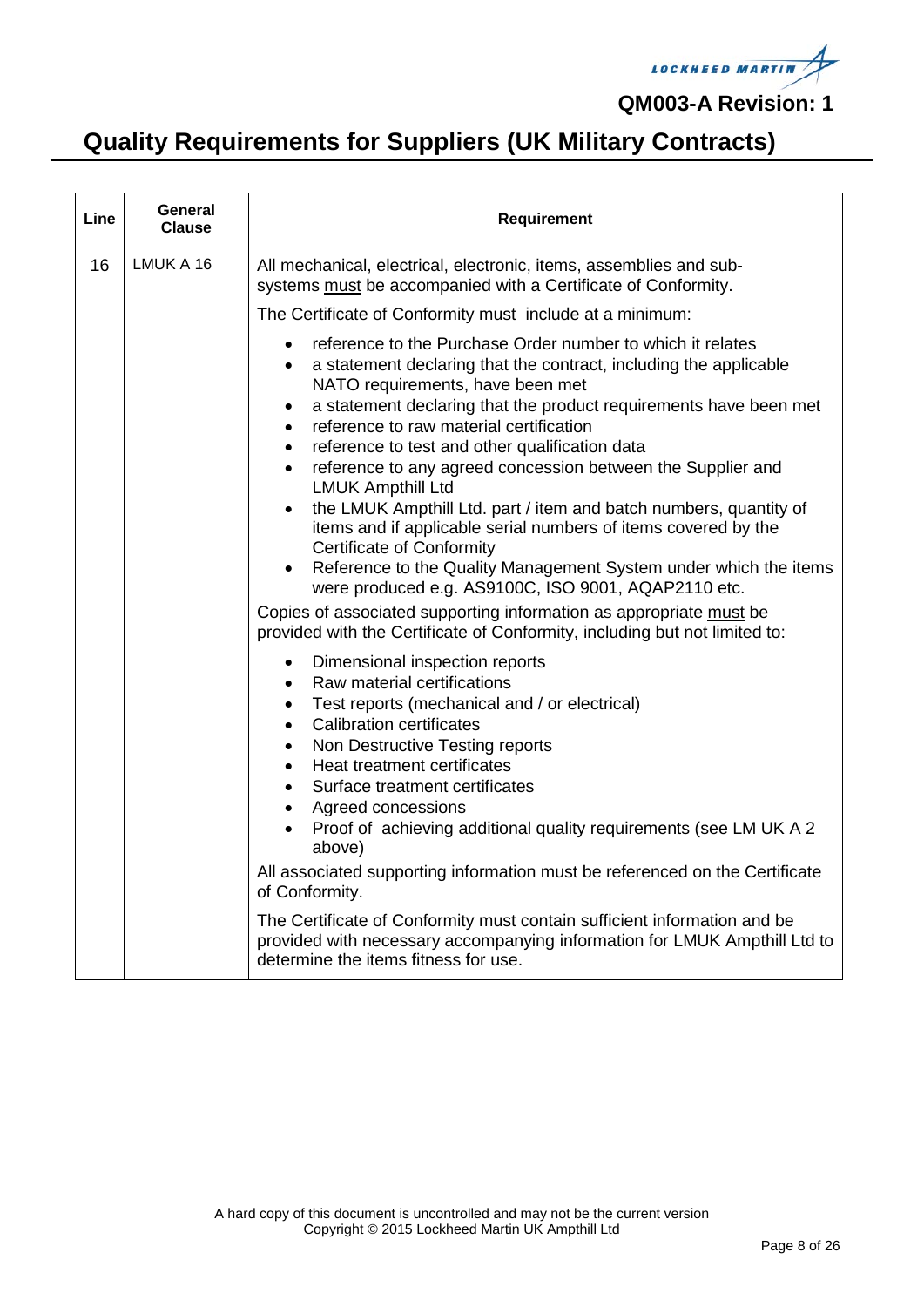| Line | General Clause | Requirement |
|---|---|---|
| 16 | LMUK A 16 | All mechanical, electrical, electronic, items, assemblies and sub-systems <u>must</u> be accompanied with a Certificate of Conformity.<br><br>The Certificate of Conformity must include at a minimum:<br><br>• reference to the Purchase Order number to which it relates<br>• a statement declaring that the contract, including the applicable NATO requirements, have been met<br>• a statement declaring that the product requirements have been met<br>• reference to raw material certification<br>• reference to test and other qualification data<br>• reference to any agreed concession between the Supplier and LMUK Ampthill Ltd<br>• the LMUK Ampthill Ltd. part / item and batch numbers, quantity of items and if applicable serial numbers of items covered by the Certificate of Conformity<br>• Reference to the Quality Management System under which the items were produced e.g. AS9100C, ISO 9001, AQAP2110 etc.<br><br>Copies of associated supporting information as appropriate <u>must</u> be provided with the Certificate of Conformity, including but not limited to:<br><br>• Dimensional inspection reports<br>• Raw material certifications<br>• Test reports (mechanical and / or electrical)<br>• Calibration certificates<br>• Non Destructive Testing reports<br>• Heat treatment certificates<br>• Surface treatment certificates<br>• Agreed concessions<br>• Proof of achieving additional quality requirements (see LM UK A 2 above)<br><br>All associated supporting information must be referenced on the Certificate of Conformity.<br><br>The Certificate of Conformity must contain sufficient information and be provided with necessary accompanying information for LMUK Ampthill Ltd to determine the items fitness for use. |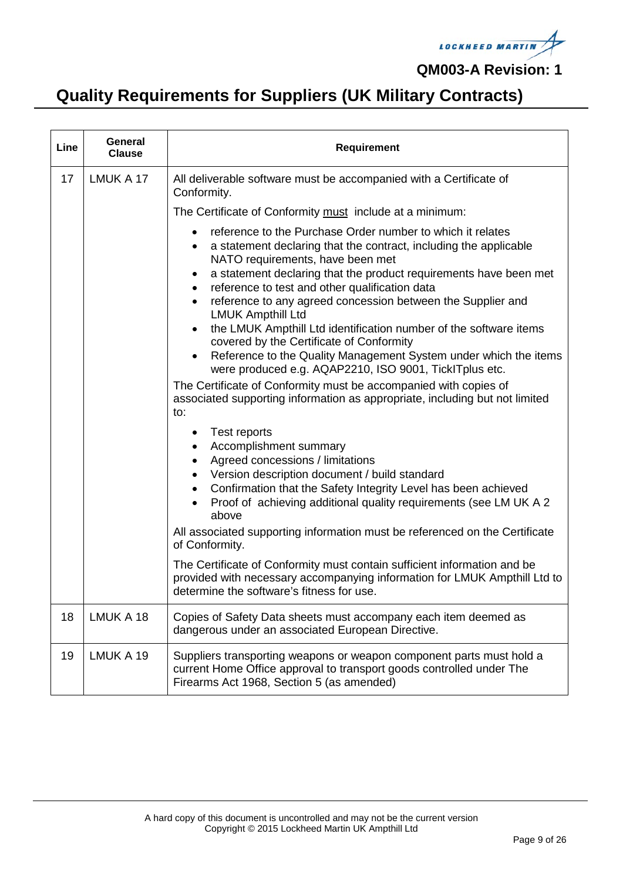| Line | General Clause | Requirement |
|---|---|---|
| 17 | LMUK A 17 | All deliverable software must be accompanied with a Certificate of Conformity.<br><br>The Certificate of Conformity must include at a minimum:<br><br>• reference to the Purchase Order number to which it relates<br>• a statement declaring that the contract, including the applicable NATO requirements, have been met<br>• a statement declaring that the product requirements have been met<br>• reference to test and other qualification data<br>• reference to any agreed concession between the Supplier and LMUK Ampthill Ltd<br>• the LMUK Ampthill Ltd identification number of the software items covered by the Certificate of Conformity<br>• Reference to the Quality Management System under which the items were produced e.g. AQAP2210, ISO 9001, TickITplus etc.<br><br>The Certificate of Conformity must be accompanied with copies of associated supporting information as appropriate, including but not limited to:<br><br>• Test reports<br>• Accomplishment summary<br>• Agreed concessions / limitations<br>• Version description document / build standard<br>• Confirmation that the Safety Integrity Level has been achieved<br>• Proof of achieving additional quality requirements (see LM UK A 2 above<br><br>All associated supporting information must be referenced on the Certificate of Conformity.<br><br>The Certificate of Conformity must contain sufficient information and be provided with necessary accompanying information for LMUK Ampthill Ltd to determine the software's fitness for use. |
| 18 | LMUK A 18 | Copies of Safety Data sheets must accompany each item deemed as dangerous under an associated European Directive. |
| 19 | LMUK A 19 | Suppliers transporting weapons or weapon component parts must hold a current Home Office approval to transport goods controlled under The Firearms Act 1968, Section 5 (as amended) |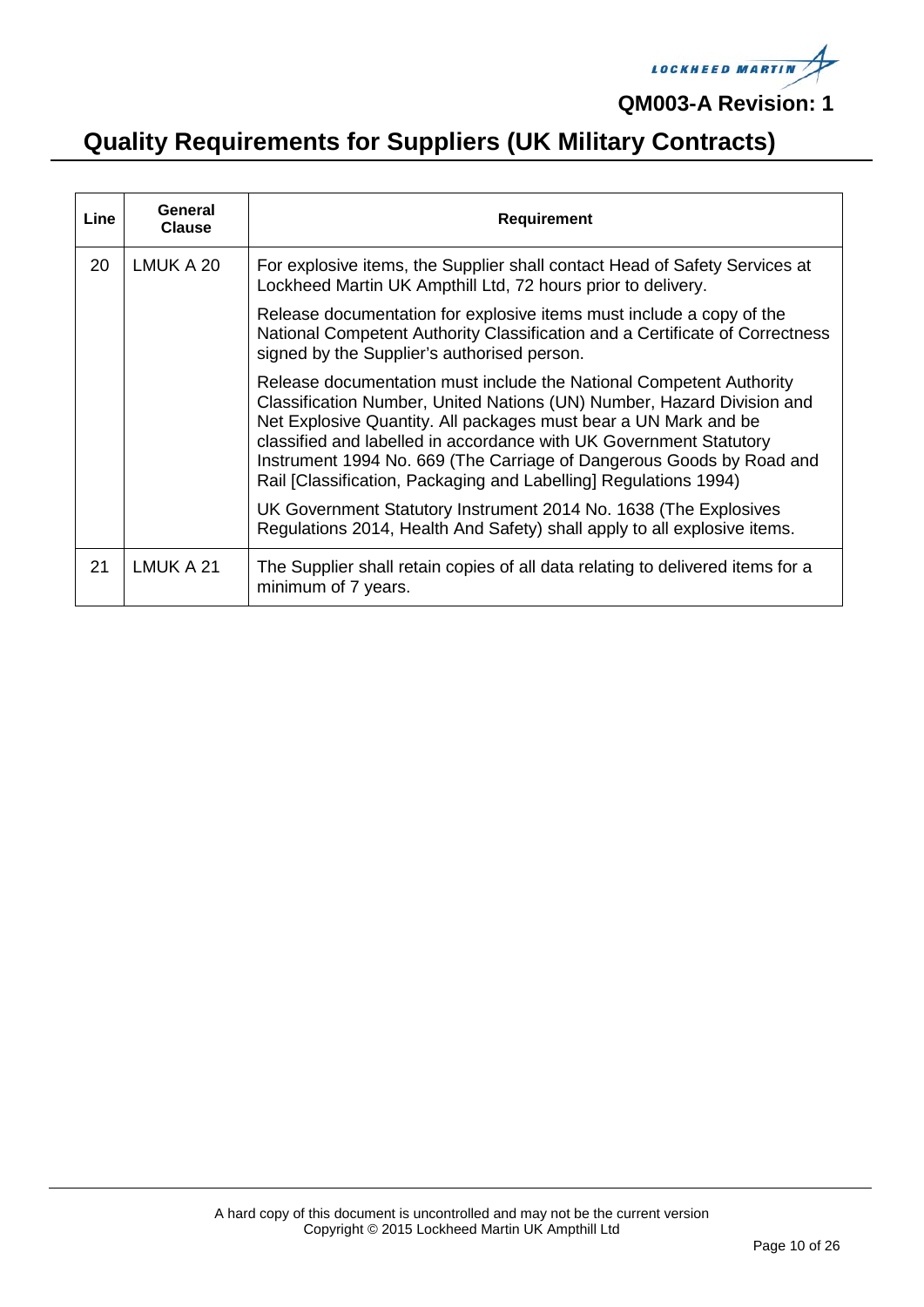| Line | General Clause | Requirement |
| --- | --- | --- |
| 20 | LMUK A 20 | For explosive items, the Supplier shall contact Head of Safety Services at Lockheed Martin UK Ampthill Ltd, 72 hours prior to delivery.<br><br>Release documentation for explosive items must include a copy of the National Competent Authority Classification and a Certificate of Correctness signed by the Supplier's authorised person.<br><br>Release documentation must include the National Competent Authority Classification Number, United Nations (UN) Number, Hazard Division and Net Explosive Quantity. All packages must bear a UN Mark and be classified and labelled in accordance with UK Government Statutory Instrument 1994 No. 669 (The Carriage of Dangerous Goods by Road and Rail [Classification, Packaging and Labelling] Regulations 1994)<br><br>UK Government Statutory Instrument 2014 No. 1638 (The Explosives Regulations 2014, Health And Safety) shall apply to all explosive items. |
| 21 | LMUK A 21 | The Supplier shall retain copies of all data relating to delivered items for a minimum of 7 years. |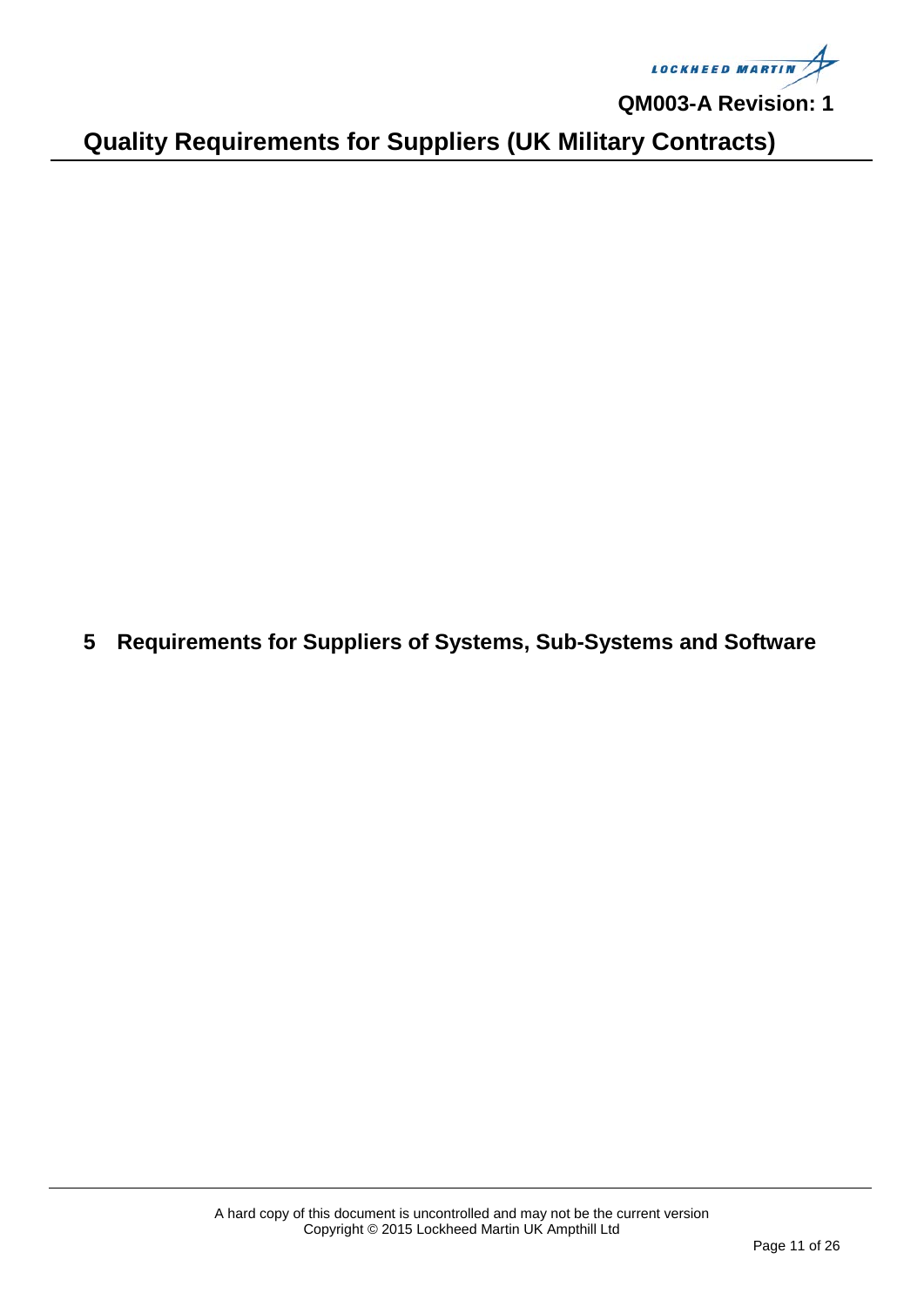# 5 Requirements for Suppliers of Systems, Sub-Systems and Software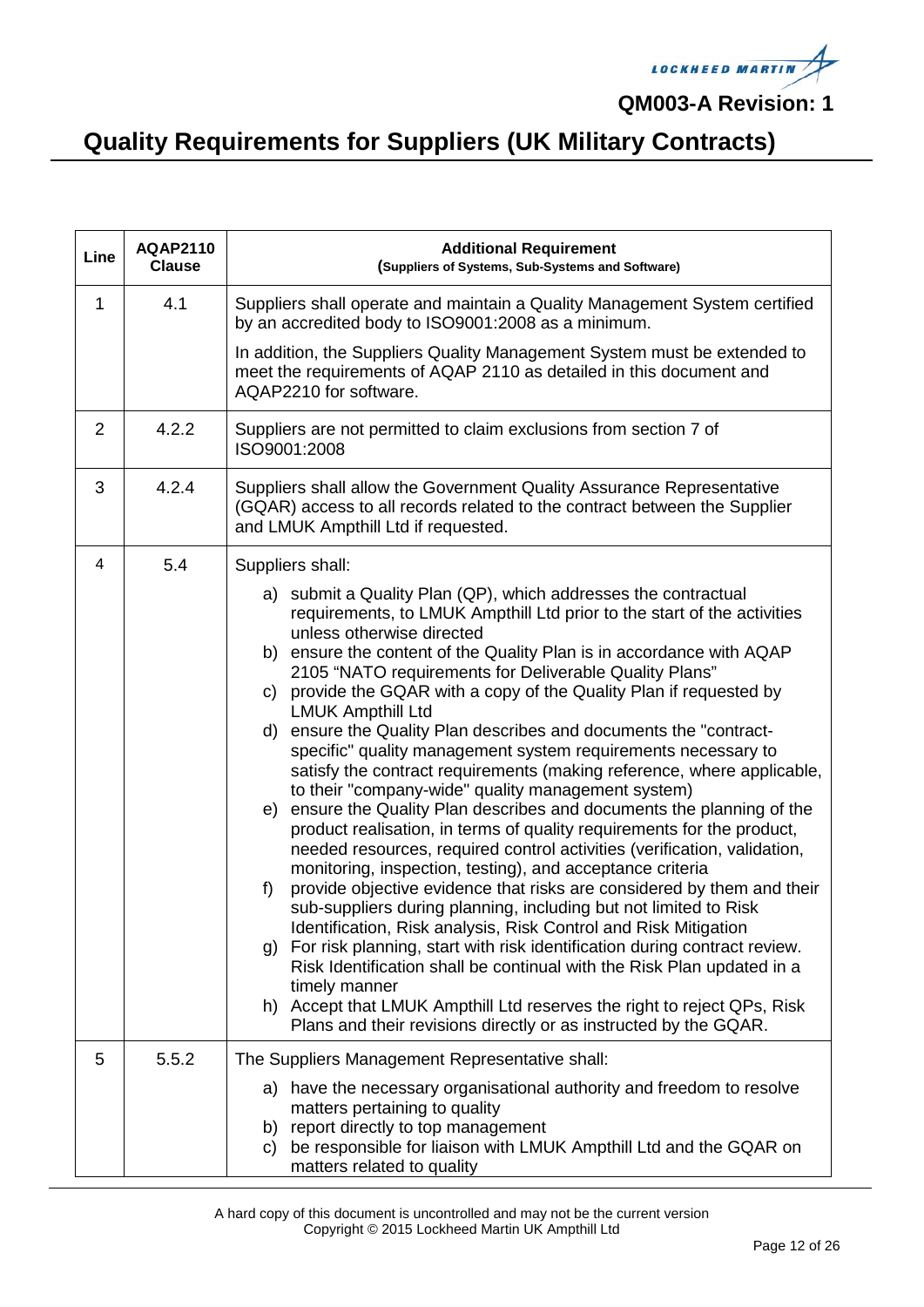# Quality Requirements for Suppliers (UK Military Contracts)

| Line | AQAP2110 Clause | Additional Requirement (Suppliers of Systems, Sub-Systems and Software) |
|---|---|---|
| 1 | 4.1 | Suppliers shall operate and maintain a Quality Management System certified by an accredited body to ISO9001:2008 as a minimum.<br><br>In addition, the Suppliers Quality Management System must be extended to meet the requirements of AQAP 2110 as detailed in this document and AQAP2210 for software. |
| 2 | 4.2.2 | Suppliers are not permitted to claim exclusions from section 7 of ISO9001:2008 |
| 3 | 4.2.4 | Suppliers shall allow the Government Quality Assurance Representative (GQAR) access to all records related to the contract between the Supplier and LMUK Ampthill Ltd if requested. |
| 4 | 5.4 | Suppliers shall:<br><br>a) submit a Quality Plan (QP), which addresses the contractual requirements, to LMUK Ampthill Ltd prior to the start of the activities unless otherwise directed<br>b) ensure the content of the Quality Plan is in accordance with AQAP 2105 "NATO requirements for Deliverable Quality Plans"<br>c) provide the GQAR with a copy of the Quality Plan if requested by LMUK Ampthill Ltd<br>d) ensure the Quality Plan describes and documents the "contract-specific" quality management system requirements necessary to satisfy the contract requirements (making reference, where applicable, to their "company-wide" quality management system)<br>e) ensure the Quality Plan describes and documents the planning of the product realisation, in terms of quality requirements for the product, needed resources, required control activities (verification, validation, monitoring, inspection, testing), and acceptance criteria<br>f) provide objective evidence that risks are considered by them and their sub-suppliers during planning, including but not limited to Risk Identification, Risk analysis, Risk Control and Risk Mitigation<br>g) For risk planning, start with risk identification during contract review. Risk Identification shall be continual with the Risk Plan updated in a timely manner<br>h) Accept that LMUK Ampthill Ltd reserves the right to reject QPs, Risk Plans and their revisions directly or as instructed by the GQAR. |
| 5 | 5.5.2 | The Suppliers Management Representative shall:<br><br>a) have the necessary organisational authority and freedom to resolve matters pertaining to quality<br>b) report directly to top management<br>c) be responsible for liaison with LMUK Ampthill Ltd and the GQAR on matters related to quality |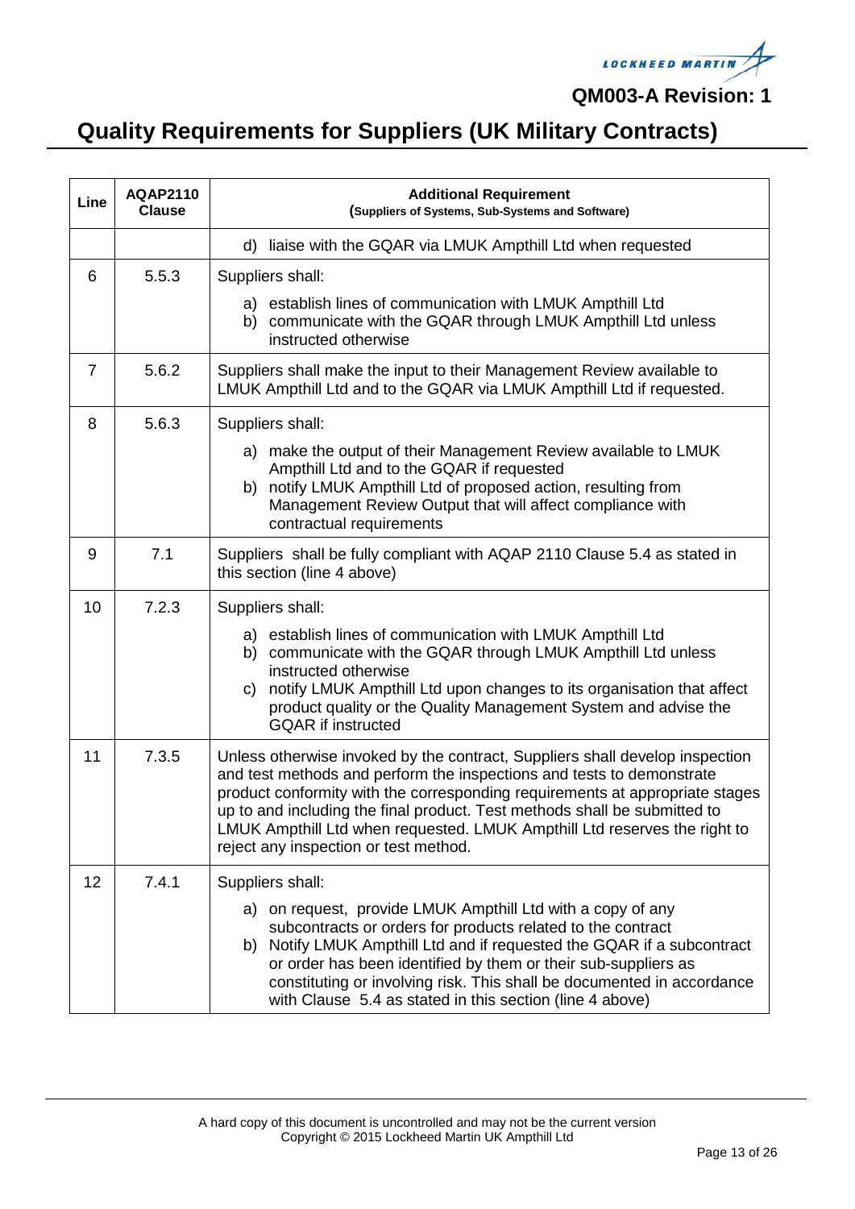| Line | AQAP2110 Clause | Additional Requirement (Suppliers of Systems, Sub-Systems and Software) |
|---|---|---|
| | | d) liaise with the GQAR via LMUK Ampthill Ltd when requested |
| 6 | 5.5.3 | Suppliers shall:<br>a) establish lines of communication with LMUK Ampthill Ltd<br>b) communicate with the GQAR through LMUK Ampthill Ltd unless instructed otherwise |
| 7 | 5.6.2 | Suppliers shall make the input to their Management Review available to LMUK Ampthill Ltd and to the GQAR via LMUK Ampthill Ltd if requested. |
| 8 | 5.6.3 | Suppliers shall:<br>a) make the output of their Management Review available to LMUK Ampthill Ltd and to the GQAR if requested<br>b) notify LMUK Ampthill Ltd of proposed action, resulting from Management Review Output that will affect compliance with contractual requirements |
| 9 | 7.1 | Suppliers shall be fully compliant with AQAP 2110 Clause 5.4 as stated in this section (line 4 above) |
| 10 | 7.2.3 | Suppliers shall:<br>a) establish lines of communication with LMUK Ampthill Ltd<br>b) communicate with the GQAR through LMUK Ampthill Ltd unless instructed otherwise<br>c) notify LMUK Ampthill Ltd upon changes to its organisation that affect product quality or the Quality Management System and advise the GQAR if instructed |
| 11 | 7.3.5 | Unless otherwise invoked by the contract, Suppliers shall develop inspection and test methods and perform the inspections and tests to demonstrate product conformity with the corresponding requirements at appropriate stages up to and including the final product. Test methods shall be submitted to LMUK Ampthill Ltd when requested. LMUK Ampthill Ltd reserves the right to reject any inspection or test method. |
| 12 | 7.4.1 | Suppliers shall:<br>a) on request, provide LMUK Ampthill Ltd with a copy of any subcontracts or orders for products related to the contract<br>b) Notify LMUK Ampthill Ltd and if requested the GQAR if a subcontract or order has been identified by them or their sub-suppliers as constituting or involving risk. This shall be documented in accordance with Clause 5.4 as stated in this section (line 4 above) |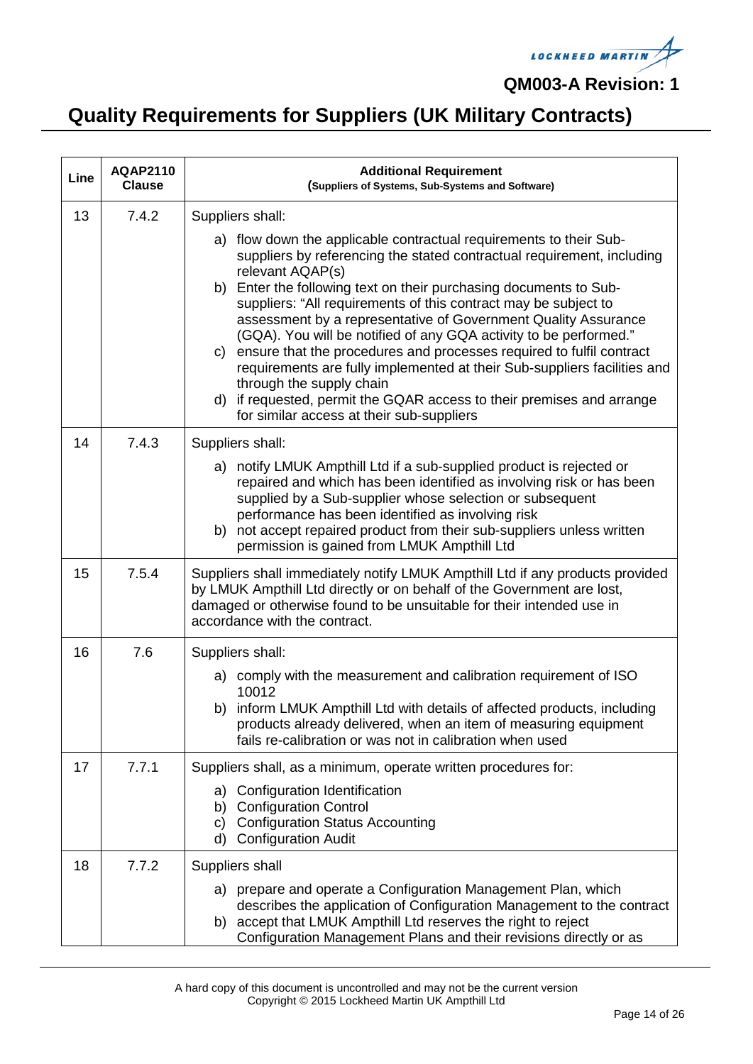| Line | AQAP2110 Clause | Additional Requirement (Suppliers of Systems, Sub-Systems and Software) |
|---|---|---|
| 13 | 7.4.2 | Suppliers shall:<br>a) flow down the applicable contractual requirements to their Sub-suppliers by referencing the stated contractual requirement, including relevant AQAP(s)<br>b) Enter the following text on their purchasing documents to Sub-suppliers: "All requirements of this contract may be subject to assessment by a representative of Government Quality Assurance (GQA). You will be notified of any GQA activity to be performed."<br>c) ensure that the procedures and processes required to fulfil contract requirements are fully implemented at their Sub-suppliers facilities and through the supply chain<br>d) if requested, permit the GQAR access to their premises and arrange for similar access at their sub-suppliers |
| 14 | 7.4.3 | Suppliers shall:<br>a) notify LMUK Ampthill Ltd if a sub-supplied product is rejected or repaired and which has been identified as involving risk or has been supplied by a Sub-supplier whose selection or subsequent performance has been identified as involving risk<br>b) not accept repaired product from their sub-suppliers unless written permission is gained from LMUK Ampthill Ltd |
| 15 | 7.5.4 | Suppliers shall immediately notify LMUK Ampthill Ltd if any products provided by LMUK Ampthill Ltd directly or on behalf of the Government are lost, damaged or otherwise found to be unsuitable for their intended use in accordance with the contract. |
| 16 | 7.6 | Suppliers shall:<br>a) comply with the measurement and calibration requirement of ISO 10012<br>b) inform LMUK Ampthill Ltd with details of affected products, including products already delivered, when an item of measuring equipment fails re-calibration or was not in calibration when used |
| 17 | 7.7.1 | Suppliers shall, as a minimum, operate written procedures for:<br>a) Configuration Identification<br>b) Configuration Control<br>c) Configuration Status Accounting<br>d) Configuration Audit |
| 18 | 7.7.2 | Suppliers shall<br>a) prepare and operate a Configuration Management Plan, which describes the application of Configuration Management to the contract<br>b) accept that LMUK Ampthill Ltd reserves the right to reject Configuration Management Plans and their revisions directly or as |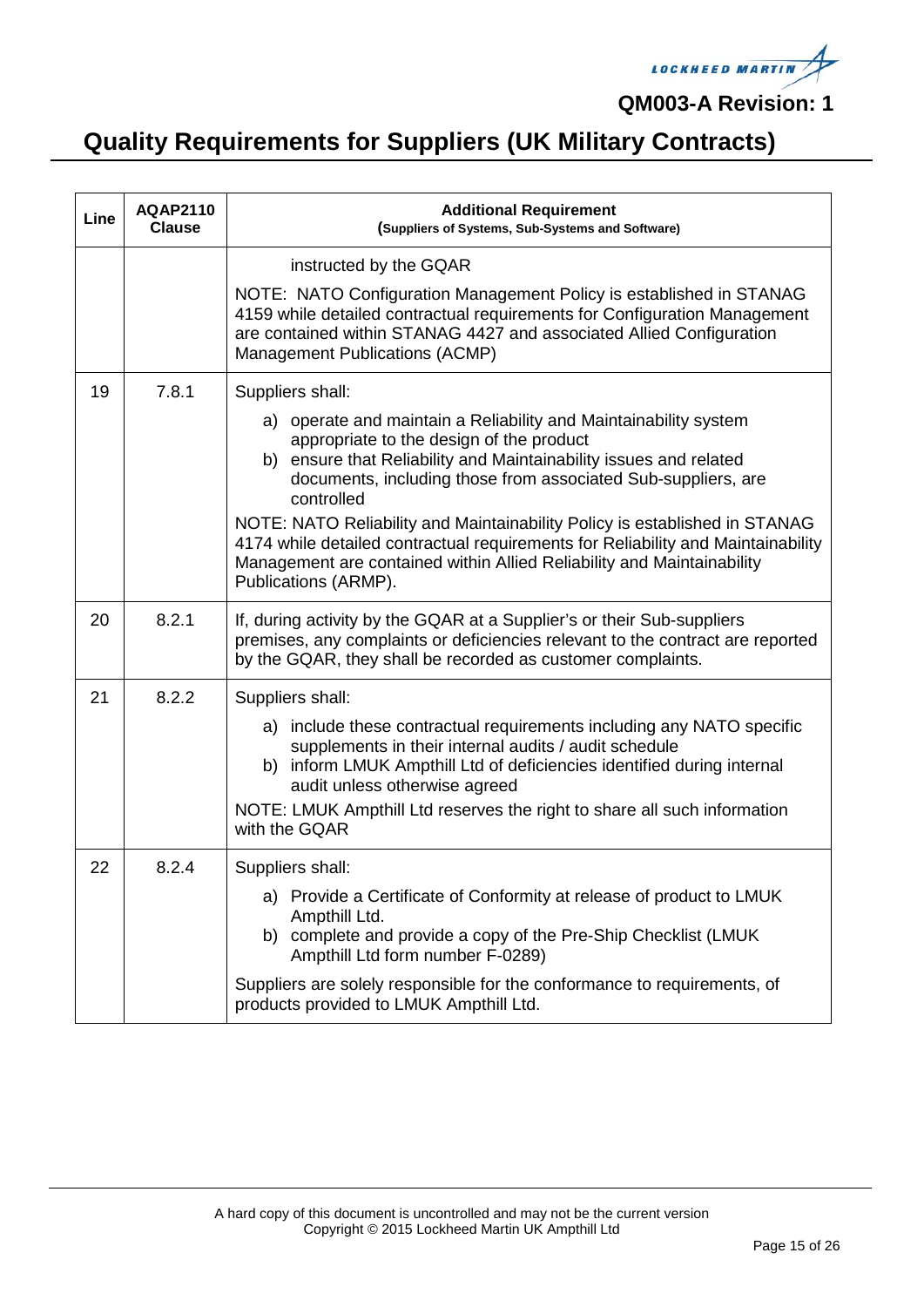# Quality Requirements for Suppliers (UK Military Contracts)

| Line | AQAP2110 Clause | Additional Requirement (Suppliers of Systems, Sub-Systems and Software) |
|---|---|---|
| | | instructed by the GQAR<br><br>NOTE: NATO Configuration Management Policy is established in STANAG 4159 while detailed contractual requirements for Configuration Management are contained within STANAG 4427 and associated Allied Configuration Management Publications (ACMP) |
| 19 | 7.8.1 | Suppliers shall:<br><br>a) operate and maintain a Reliability and Maintainability system appropriate to the design of the product<br>b) ensure that Reliability and Maintainability issues and related documents, including those from associated Sub-suppliers, are controlled<br><br>NOTE: NATO Reliability and Maintainability Policy is established in STANAG 4174 while detailed contractual requirements for Reliability and Maintainability Management are contained within Allied Reliability and Maintainability Publications (ARMP). |
| 20 | 8.2.1 | If, during activity by the GQAR at a Supplier's or their Sub-suppliers premises, any complaints or deficiencies relevant to the contract are reported by the GQAR, they shall be recorded as customer complaints. |
| 21 | 8.2.2 | Suppliers shall:<br><br>a) include these contractual requirements including any NATO specific supplements in their internal audits / audit schedule<br>b) inform LMUK Ampthill Ltd of deficiencies identified during internal audit unless otherwise agreed<br><br>NOTE: LMUK Ampthill Ltd reserves the right to share all such information with the GQAR |
| 22 | 8.2.4 | Suppliers shall:<br><br>a) Provide a Certificate of Conformity at release of product to LMUK Ampthill Ltd.<br>b) complete and provide a copy of the Pre-Ship Checklist (LMUK Ampthill Ltd form number F-0289)<br><br>Suppliers are solely responsible for the conformance to requirements, of products provided to LMUK Ampthill Ltd. |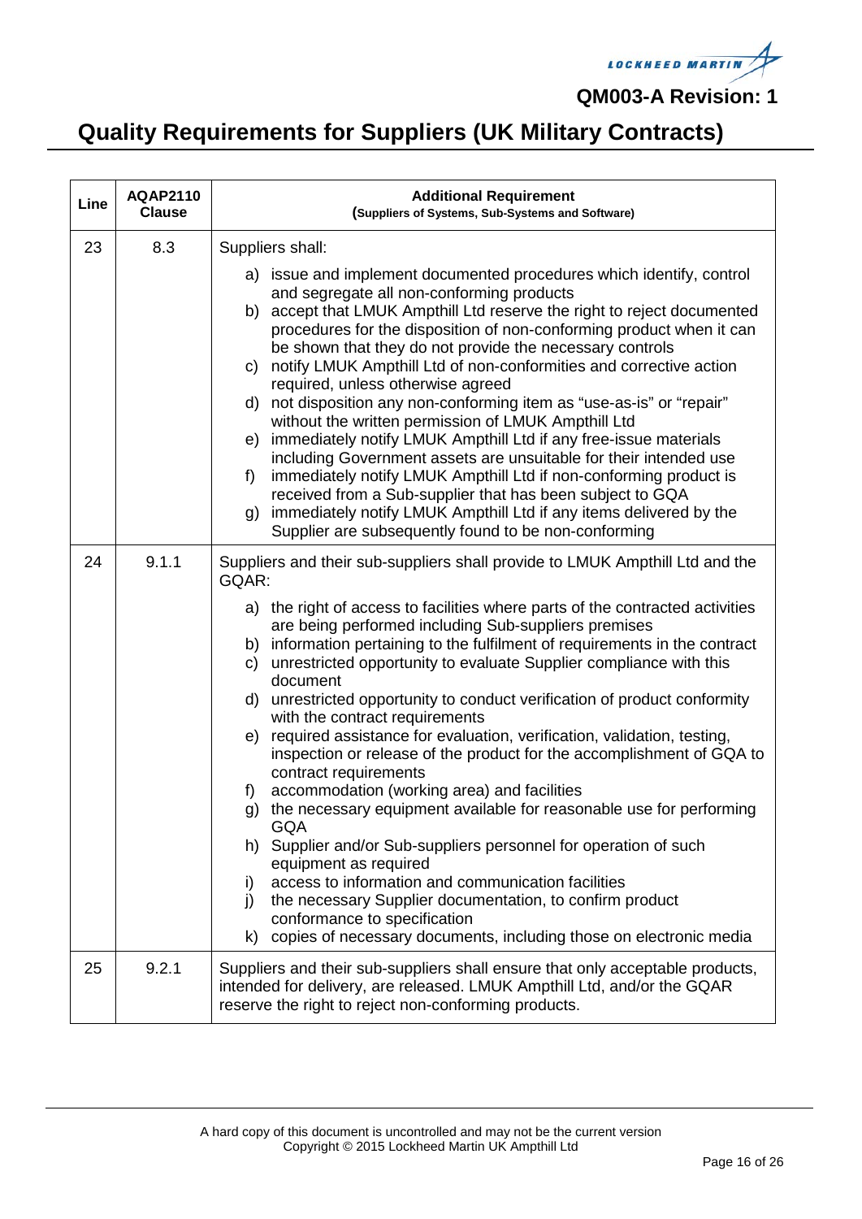| Line | AQAP2110 Clause | Additional Requirement (Suppliers of Systems, Sub-Systems and Software) |
|---|---|---|
| 23 | 8.3 | Suppliers shall:<br><br>a) issue and implement documented procedures which identify, control and segregate all non-conforming products<br>b) accept that LMUK Ampthill Ltd reserve the right to reject documented procedures for the disposition of non-conforming product when it can be shown that they do not provide the necessary controls<br>c) notify LMUK Ampthill Ltd of non-conformities and corrective action required, unless otherwise agreed<br>d) not disposition any non-conforming item as "use-as-is" or "repair" without the written permission of LMUK Ampthill Ltd<br>e) immediately notify LMUK Ampthill Ltd if any free-issue materials including Government assets are unsuitable for their intended use<br>f) immediately notify LMUK Ampthill Ltd if non-conforming product is received from a Sub-supplier that has been subject to GQA<br>g) immediately notify LMUK Ampthill Ltd if any items delivered by the Supplier are subsequently found to be non-conforming |
| 24 | 9.1.1 | Suppliers and their sub-suppliers shall provide to LMUK Ampthill Ltd and the GQAR:<br><br>a) the right of access to facilities where parts of the contracted activities are being performed including Sub-suppliers premises<br>b) information pertaining to the fulfilment of requirements in the contract<br>c) unrestricted opportunity to evaluate Supplier compliance with this document<br>d) unrestricted opportunity to conduct verification of product conformity with the contract requirements<br>e) required assistance for evaluation, verification, validation, testing, inspection or release of the product for the accomplishment of GQA to contract requirements<br>f) accommodation (working area) and facilities<br>g) the necessary equipment available for reasonable use for performing GQA<br>h) Supplier and/or Sub-suppliers personnel for operation of such equipment as required<br>i) access to information and communication facilities<br>j) the necessary Supplier documentation, to confirm product conformance to specification<br>k) copies of necessary documents, including those on electronic media |
| 25 | 9.2.1 | Suppliers and their sub-suppliers shall ensure that only acceptable products, intended for delivery, are released. LMUK Ampthill Ltd, and/or the GQAR reserve the right to reject non-conforming products. |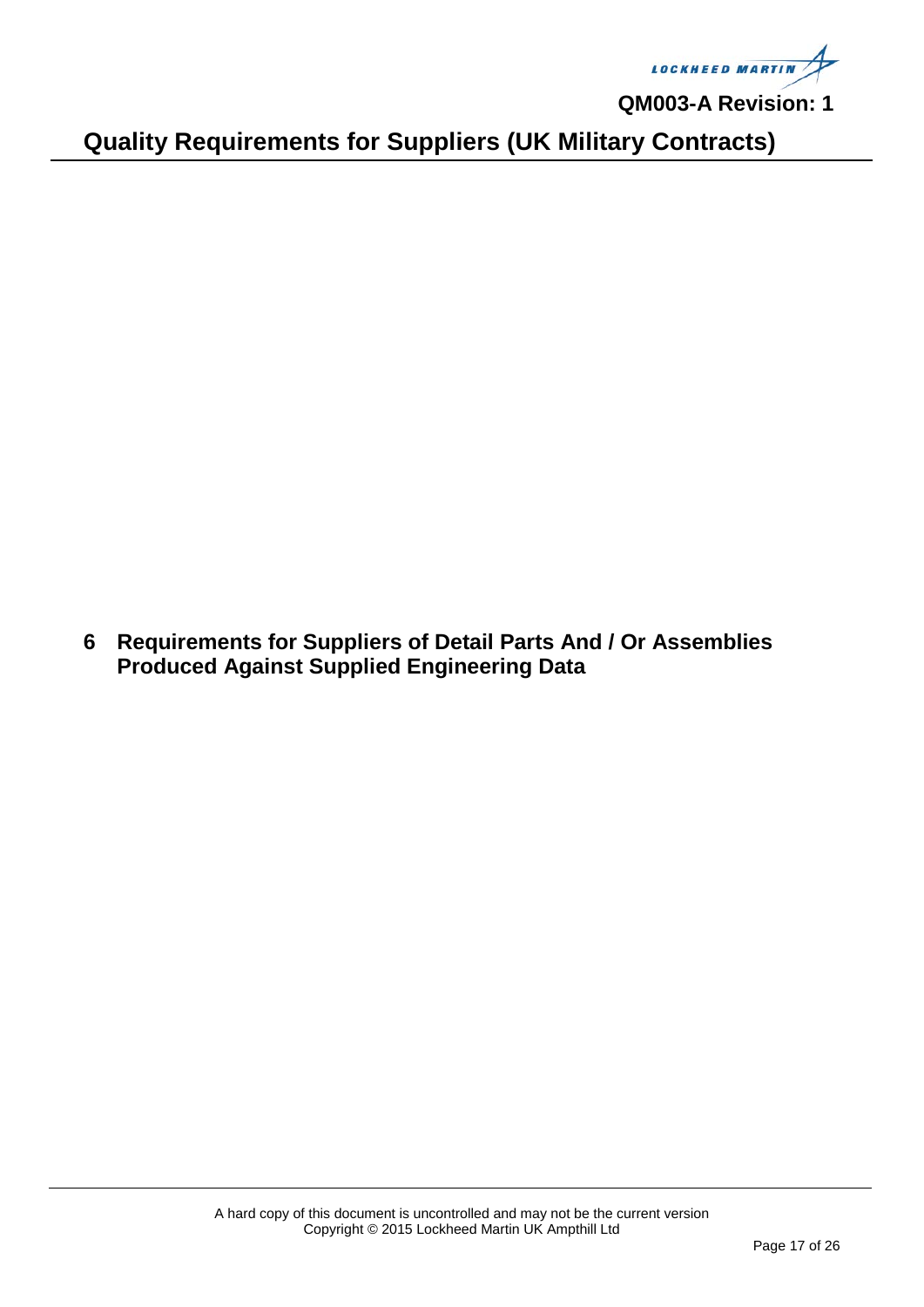# 6 Requirements for Suppliers of Detail Parts And / Or Assemblies Produced Against Supplied Engineering Data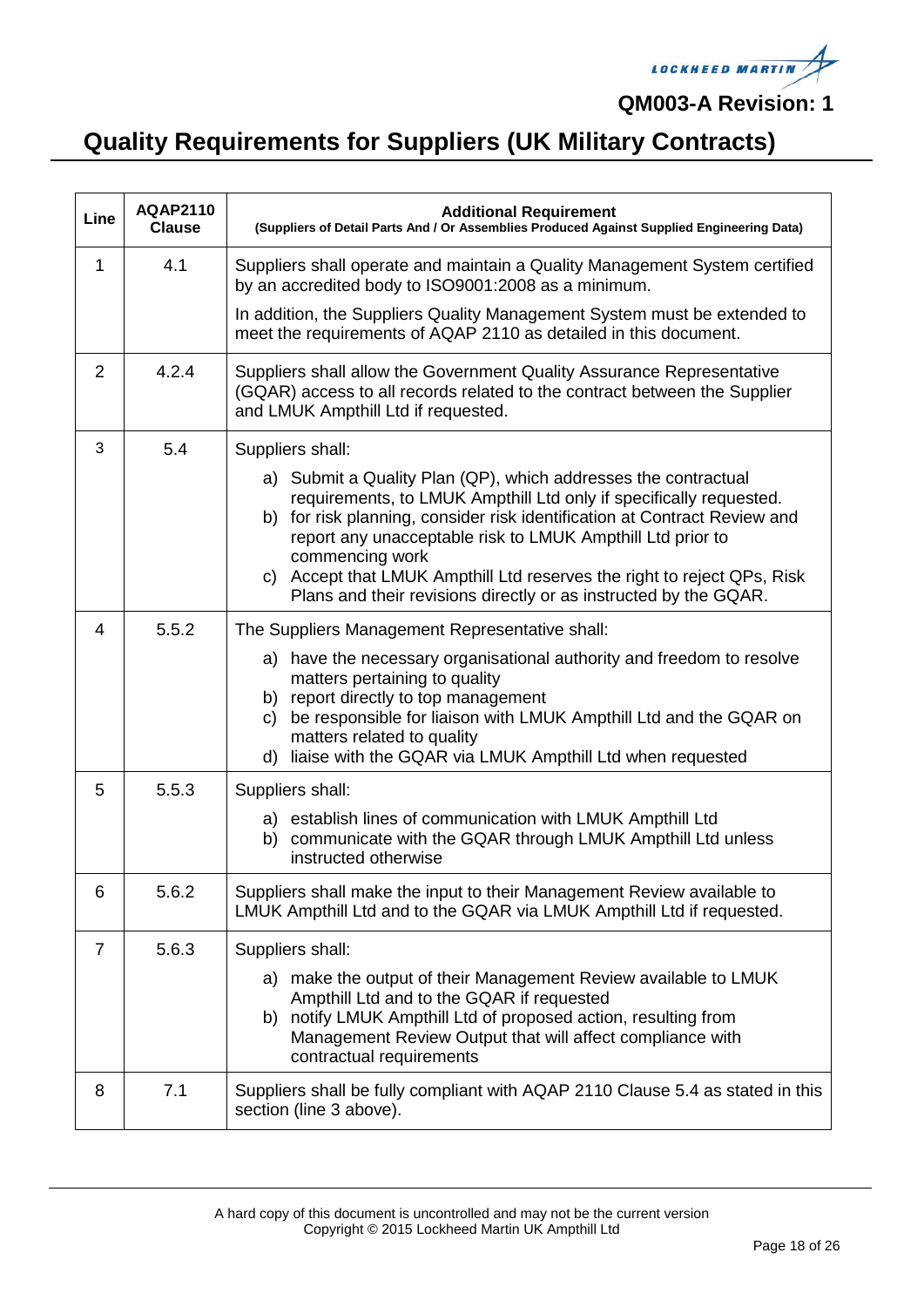## Quality Requirements for Suppliers (UK Military Contracts)

| Line | AQAP2110 Clause | Additional Requirement (Suppliers of Detail Parts And / Or Assemblies Produced Against Supplied Engineering Data) |
|---|---|---|
| 1 | 4.1 | Suppliers shall operate and maintain a Quality Management System certified by an accredited body to ISO9001:2008 as a minimum.<br><br>In addition, the Suppliers Quality Management System must be extended to meet the requirements of AQAP 2110 as detailed in this document. |
| 2 | 4.2.4 | Suppliers shall allow the Government Quality Assurance Representative (GQAR) access to all records related to the contract between the Supplier and LMUK Ampthill Ltd if requested. |
| 3 | 5.4 | Suppliers shall:<br><br>a) Submit a Quality Plan (QP), which addresses the contractual requirements, to LMUK Ampthill Ltd only if specifically requested.<br>b) for risk planning, consider risk identification at Contract Review and report any unacceptable risk to LMUK Ampthill Ltd prior to commencing work<br>c) Accept that LMUK Ampthill Ltd reserves the right to reject QPs, Risk Plans and their revisions directly or as instructed by the GQAR. |
| 4 | 5.5.2 | The Suppliers Management Representative shall:<br><br>a) have the necessary organisational authority and freedom to resolve matters pertaining to quality<br>b) report directly to top management<br>c) be responsible for liaison with LMUK Ampthill Ltd and the GQAR on matters related to quality<br>d) liaise with the GQAR via LMUK Ampthill Ltd when requested |
| 5 | 5.5.3 | Suppliers shall:<br><br>a) establish lines of communication with LMUK Ampthill Ltd<br>b) communicate with the GQAR through LMUK Ampthill Ltd unless instructed otherwise |
| 6 | 5.6.2 | Suppliers shall make the input to their Management Review available to LMUK Ampthill Ltd and to the GQAR via LMUK Ampthill Ltd if requested. |
| 7 | 5.6.3 | Suppliers shall:<br><br>a) make the output of their Management Review available to LMUK Ampthill Ltd and to the GQAR if requested<br>b) notify LMUK Ampthill Ltd of proposed action, resulting from Management Review Output that will affect compliance with contractual requirements |
| 8 | 7.1 | Suppliers shall be fully compliant with AQAP 2110 Clause 5.4 as stated in this section (line 3 above). |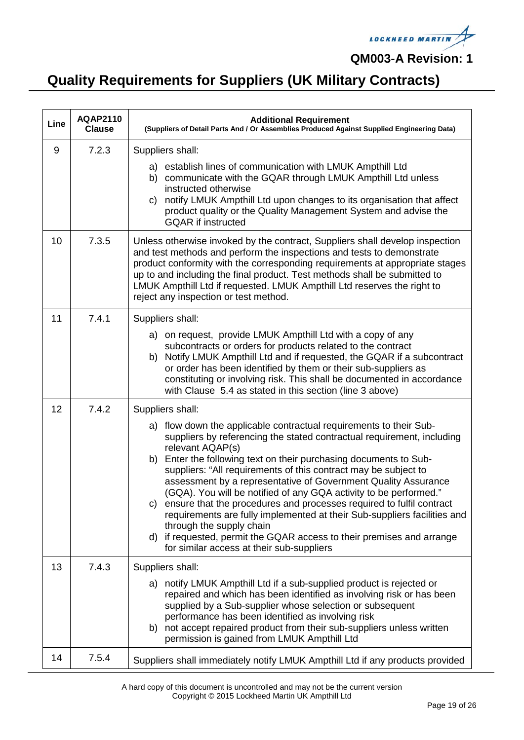# Quality Requirements for Suppliers (UK Military Contracts)

| Line | AQAP2110 Clause | Additional Requirement (Suppliers of Detail Parts And / Or Assemblies Produced Against Supplied Engineering Data) |
|---|---|---|
| 9 | 7.2.3 | Suppliers shall:<br>a) establish lines of communication with LMUK Ampthill Ltd<br>b) communicate with the GQAR through LMUK Ampthill Ltd unless instructed otherwise<br>c) notify LMUK Ampthill Ltd upon changes to its organisation that affect product quality or the Quality Management System and advise the GQAR if instructed |
| 10 | 7.3.5 | Unless otherwise invoked by the contract, Suppliers shall develop inspection and test methods and perform the inspections and tests to demonstrate product conformity with the corresponding requirements at appropriate stages up to and including the final product. Test methods shall be submitted to LMUK Ampthill Ltd if requested. LMUK Ampthill Ltd reserves the right to reject any inspection or test method. |
| 11 | 7.4.1 | Suppliers shall:<br>a) on request, provide LMUK Ampthill Ltd with a copy of any subcontracts or orders for products related to the contract<br>b) Notify LMUK Ampthill Ltd and if requested, the GQAR if a subcontract or order has been identified by them or their sub-suppliers as constituting or involving risk. This shall be documented in accordance with Clause 5.4 as stated in this section (line 3 above) |
| 12 | 7.4.2 | Suppliers shall:<br>a) flow down the applicable contractual requirements to their Sub-suppliers by referencing the stated contractual requirement, including relevant AQAP(s)<br>b) Enter the following text on their purchasing documents to Sub-suppliers: "All requirements of this contract may be subject to assessment by a representative of Government Quality Assurance (GQA). You will be notified of any GQA activity to be performed."<br>c) ensure that the procedures and processes required to fulfil contract requirements are fully implemented at their Sub-suppliers facilities and through the supply chain<br>d) if requested, permit the GQAR access to their premises and arrange for similar access at their sub-suppliers |
| 13 | 7.4.3 | Suppliers shall:<br>a) notify LMUK Ampthill Ltd if a sub-supplied product is rejected or repaired and which has been identified as involving risk or has been supplied by a Sub-supplier whose selection or subsequent performance has been identified as involving risk<br>b) not accept repaired product from their sub-suppliers unless written permission is gained from LMUK Ampthill Ltd |
| 14 | 7.5.4 | Suppliers shall immediately notify LMUK Ampthill Ltd if any products provided |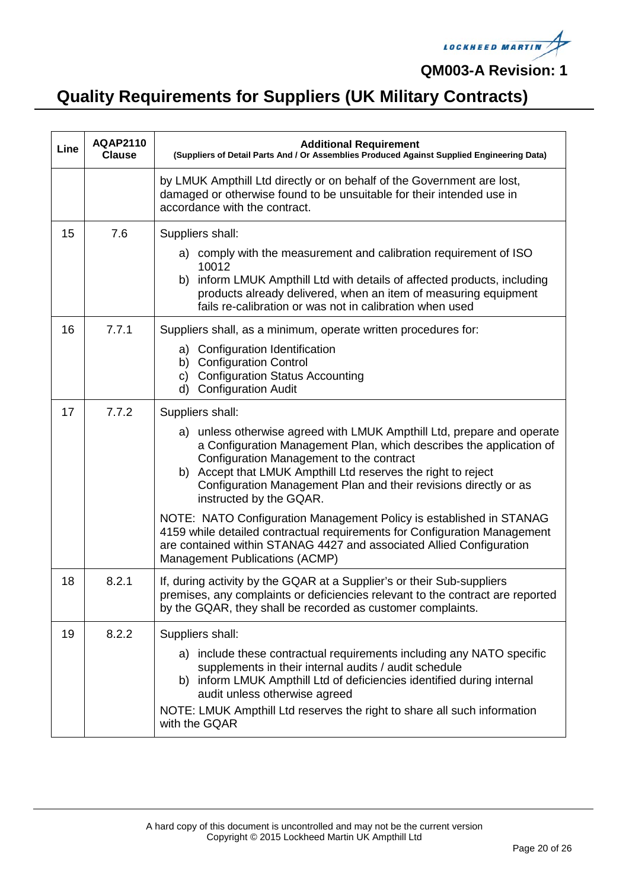| Line | AQAP2110 Clause | Additional Requirement (Suppliers of Detail Parts And / Or Assemblies Produced Against Supplied Engineering Data) |
|---|---|---|
| | | by LMUK Ampthill Ltd directly or on behalf of the Government are lost, damaged or otherwise found to be unsuitable for their intended use in accordance with the contract. |
| 15 | 7.6 | Suppliers shall:<br>a) comply with the measurement and calibration requirement of ISO 10012<br>b) inform LMUK Ampthill Ltd with details of affected products, including products already delivered, when an item of measuring equipment fails re-calibration or was not in calibration when used |
| 16 | 7.7.1 | Suppliers shall, as a minimum, operate written procedures for:<br>a) Configuration Identification<br>b) Configuration Control<br>c) Configuration Status Accounting<br>d) Configuration Audit |
| 17 | 7.7.2 | Suppliers shall:<br>a) unless otherwise agreed with LMUK Ampthill Ltd, prepare and operate a Configuration Management Plan, which describes the application of Configuration Management to the contract<br>b) Accept that LMUK Ampthill Ltd reserves the right to reject Configuration Management Plan and their revisions directly or as instructed by the GQAR.<br>NOTE: NATO Configuration Management Policy is established in STANAG 4159 while detailed contractual requirements for Configuration Management are contained within STANAG 4427 and associated Allied Configuration Management Publications (ACMP) |
| 18 | 8.2.1 | If, during activity by the GQAR at a Supplier's or their Sub-suppliers premises, any complaints or deficiencies relevant to the contract are reported by the GQAR, they shall be recorded as customer complaints. |
| 19 | 8.2.2 | Suppliers shall:<br>a) include these contractual requirements including any NATO specific supplements in their internal audits / audit schedule<br>b) inform LMUK Ampthill Ltd of deficiencies identified during internal audit unless otherwise agreed<br>NOTE: LMUK Ampthill Ltd reserves the right to share all such information with the GQAR |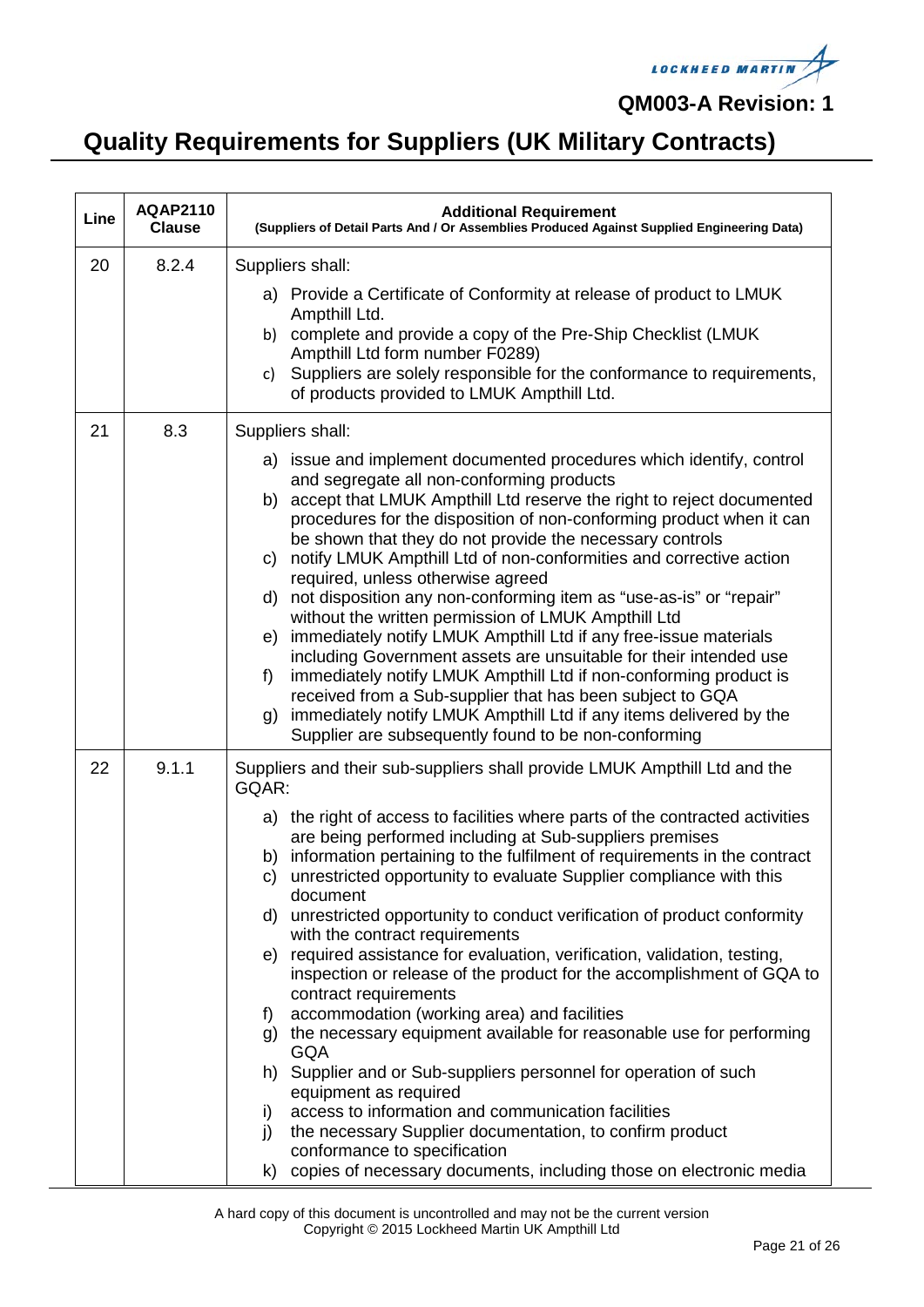## Quality Requirements for Suppliers (UK Military Contracts)

| Line | AQAP2110 Clause | Additional Requirement (Suppliers of Detail Parts And / Or Assemblies Produced Against Supplied Engineering Data) |
|---|---|---|
| 20 | 8.2.4 | Suppliers shall:<br>a) Provide a Certificate of Conformity at release of product to LMUK Ampthill Ltd.<br>b) complete and provide a copy of the Pre-Ship Checklist (LMUK Ampthill Ltd form number F0289)<br>c) Suppliers are solely responsible for the conformance to requirements, of products provided to LMUK Ampthill Ltd. |
| 21 | 8.3 | Suppliers shall:<br>a) issue and implement documented procedures which identify, control and segregate all non-conforming products<br>b) accept that LMUK Ampthill Ltd reserve the right to reject documented procedures for the disposition of non-conforming product when it can be shown that they do not provide the necessary controls<br>c) notify LMUK Ampthill Ltd of non-conformities and corrective action required, unless otherwise agreed<br>d) not disposition any non-conforming item as "use-as-is" or "repair" without the written permission of LMUK Ampthill Ltd<br>e) immediately notify LMUK Ampthill Ltd if any free-issue materials including Government assets are unsuitable for their intended use<br>f) immediately notify LMUK Ampthill Ltd if non-conforming product is received from a Sub-supplier that has been subject to GQA<br>g) immediately notify LMUK Ampthill Ltd if any items delivered by the Supplier are subsequently found to be non-conforming |
| 22 | 9.1.1 | Suppliers and their sub-suppliers shall provide LMUK Ampthill Ltd and the GQAR:<br>a) the right of access to facilities where parts of the contracted activities are being performed including at Sub-suppliers premises<br>b) information pertaining to the fulfilment of requirements in the contract<br>c) unrestricted opportunity to evaluate Supplier compliance with this document<br>d) unrestricted opportunity to conduct verification of product conformity with the contract requirements<br>e) required assistance for evaluation, verification, validation, testing, inspection or release of the product for the accomplishment of GQA to contract requirements<br>f) accommodation (working area) and facilities<br>g) the necessary equipment available for reasonable use for performing GQA<br>h) Supplier and or Sub-suppliers personnel for operation of such equipment as required<br>i) access to information and communication facilities<br>j) the necessary Supplier documentation, to confirm product conformance to specification<br>k) copies of necessary documents, including those on electronic media |

A hard copy of this document is uncontrolled and may not be the current version
Copyright © 2015 Lockheed Martin UK Ampthill Ltd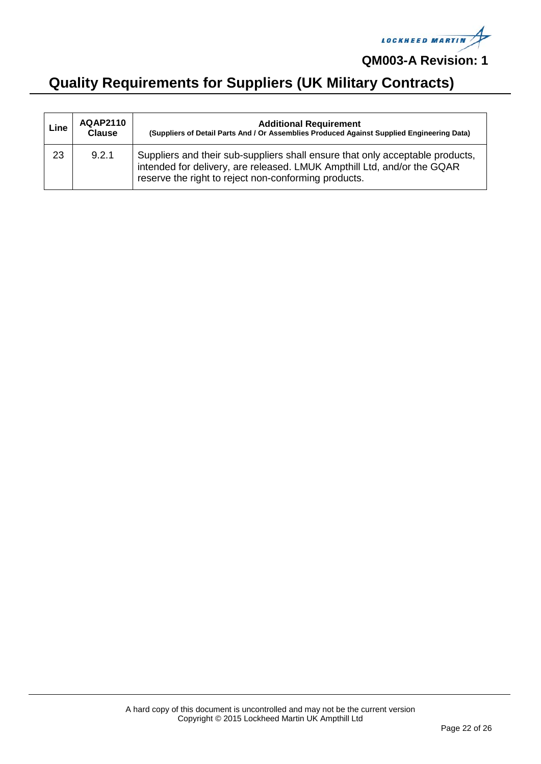| Line | AQAP2110 Clause | **Additional Requirement** (Suppliers of Detail Parts And / Or Assemblies Produced Against Supplied Engineering Data) |
|---|---|---|
| 23 | 9.2.1 | Suppliers and their sub-suppliers shall ensure that only acceptable products, intended for delivery, are released. LMUK Ampthill Ltd, and/or the GQAR reserve the right to reject non-conforming products. |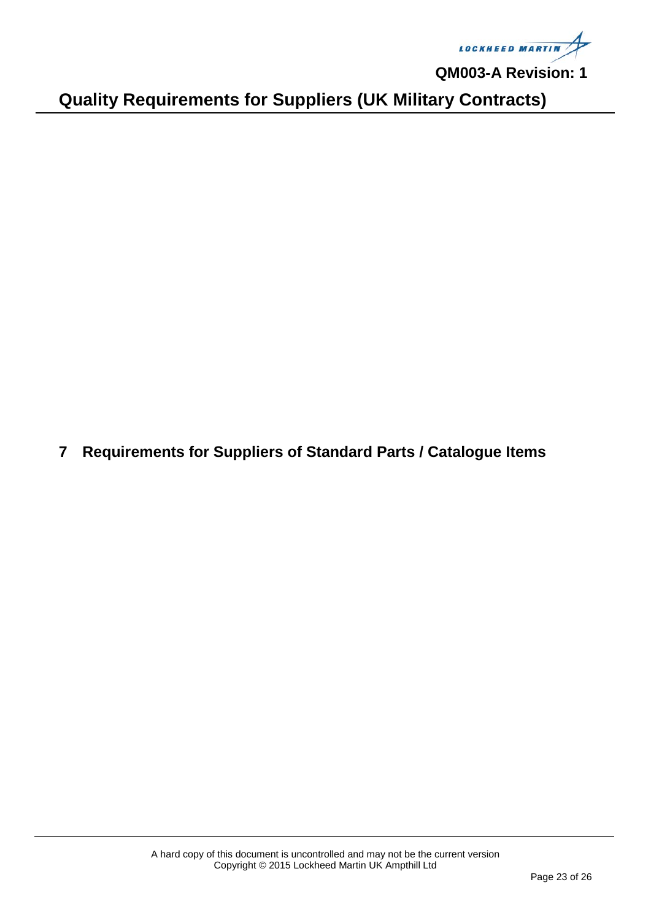# 7 Requirements for Suppliers of Standard Parts / Catalogue Items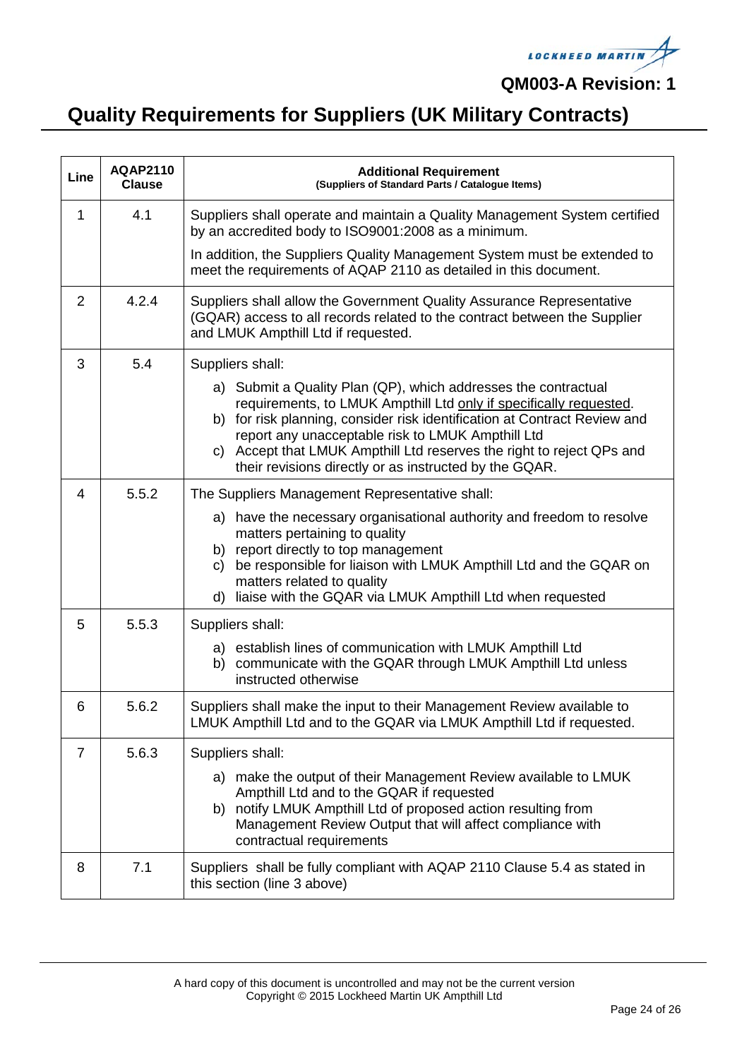# Quality Requirements for Suppliers (UK Military Contracts)

| Line | AQAP2110 Clause | Additional Requirement (Suppliers of Standard Parts / Catalogue Items) |
|---|---|---|
| 1 | 4.1 | Suppliers shall operate and maintain a Quality Management System certified by an accredited body to ISO9001:2008 as a minimum.<br><br>In addition, the Suppliers Quality Management System must be extended to meet the requirements of AQAP 2110 as detailed in this document. |
| 2 | 4.2.4 | Suppliers shall allow the Government Quality Assurance Representative (GQAR) access to all records related to the contract between the Supplier and LMUK Ampthill Ltd if requested. |
| 3 | 5.4 | Suppliers shall:<br><br>a) Submit a Quality Plan (QP), which addresses the contractual requirements, to LMUK Ampthill Ltd only if specifically requested.<br>b) for risk planning, consider risk identification at Contract Review and report any unacceptable risk to LMUK Ampthill Ltd<br>c) Accept that LMUK Ampthill Ltd reserves the right to reject QPs and their revisions directly or as instructed by the GQAR. |
| 4 | 5.5.2 | The Suppliers Management Representative shall:<br><br>a) have the necessary organisational authority and freedom to resolve matters pertaining to quality<br>b) report directly to top management<br>c) be responsible for liaison with LMUK Ampthill Ltd and the GQAR on matters related to quality<br>d) liaise with the GQAR via LMUK Ampthill Ltd when requested |
| 5 | 5.5.3 | Suppliers shall:<br><br>a) establish lines of communication with LMUK Ampthill Ltd<br>b) communicate with the GQAR through LMUK Ampthill Ltd unless instructed otherwise |
| 6 | 5.6.2 | Suppliers shall make the input to their Management Review available to LMUK Ampthill Ltd and to the GQAR via LMUK Ampthill Ltd if requested. |
| 7 | 5.6.3 | Suppliers shall:<br><br>a) make the output of their Management Review available to LMUK Ampthill Ltd and to the GQAR if requested<br>b) notify LMUK Ampthill Ltd of proposed action resulting from Management Review Output that will affect compliance with contractual requirements |
| 8 | 7.1 | Suppliers shall be fully compliant with AQAP 2110 Clause 5.4 as stated in this section (line 3 above) |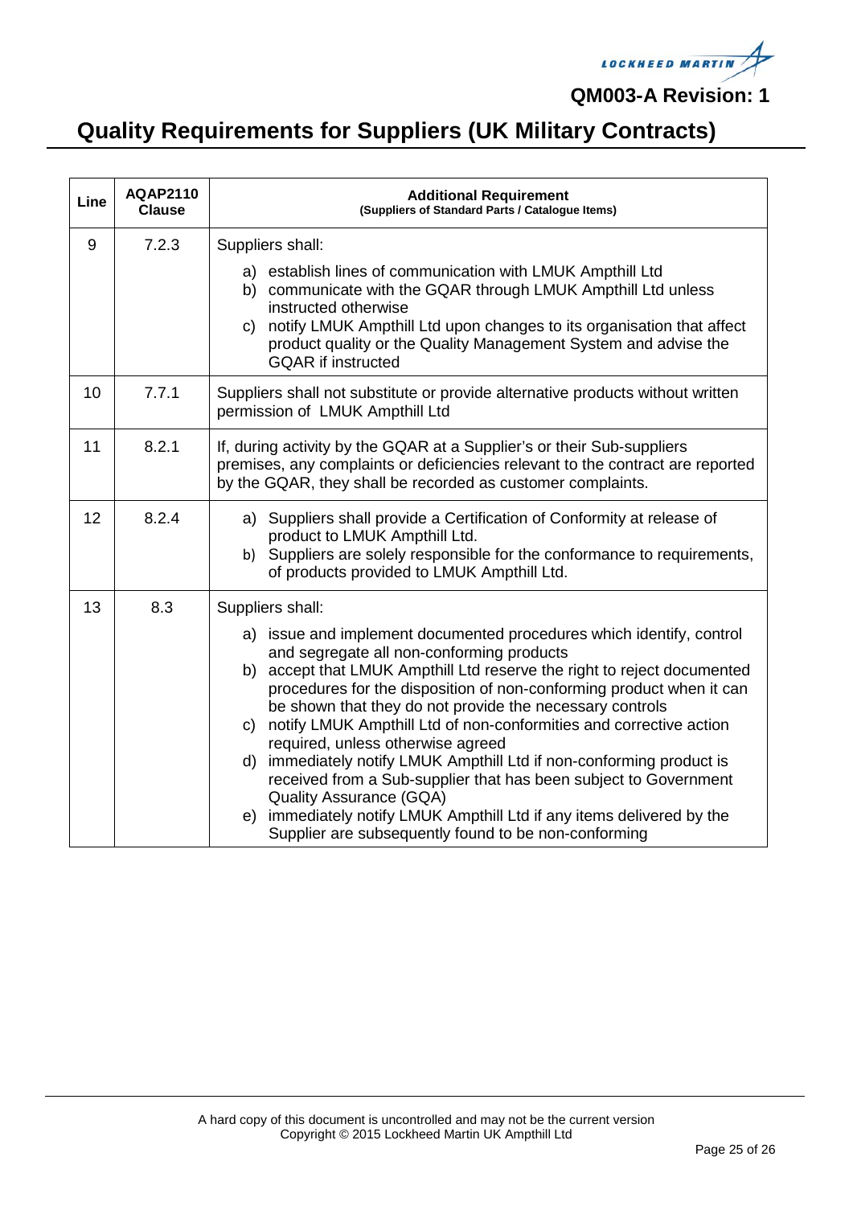# Quality Requirements for Suppliers (UK Military Contracts)

| Line | AQAP2110 Clause | Additional Requirement (Suppliers of Standard Parts / Catalogue Items) |
|---|---|---|
| 9 | 7.2.3 | Suppliers shall:<br>a) establish lines of communication with LMUK Ampthill Ltd<br>b) communicate with the GQAR through LMUK Ampthill Ltd unless instructed otherwise<br>c) notify LMUK Ampthill Ltd upon changes to its organisation that affect product quality or the Quality Management System and advise the GQAR if instructed |
| 10 | 7.7.1 | Suppliers shall not substitute or provide alternative products without written permission of LMUK Ampthill Ltd |
| 11 | 8.2.1 | If, during activity by the GQAR at a Supplier's or their Sub-suppliers premises, any complaints or deficiencies relevant to the contract are reported by the GQAR, they shall be recorded as customer complaints. |
| 12 | 8.2.4 | a) Suppliers shall provide a Certification of Conformity at release of product to LMUK Ampthill Ltd.<br>b) Suppliers are solely responsible for the conformance to requirements, of products provided to LMUK Ampthill Ltd. |
| 13 | 8.3 | Suppliers shall:<br>a) issue and implement documented procedures which identify, control and segregate all non-conforming products<br>b) accept that LMUK Ampthill Ltd reserve the right to reject documented procedures for the disposition of non-conforming product when it can be shown that they do not provide the necessary controls<br>c) notify LMUK Ampthill Ltd of non-conformities and corrective action required, unless otherwise agreed<br>d) immediately notify LMUK Ampthill Ltd if non-conforming product is received from a Sub-supplier that has been subject to Government Quality Assurance (GQA)<br>e) immediately notify LMUK Ampthill Ltd if any items delivered by the Supplier are subsequently found to be non-conforming |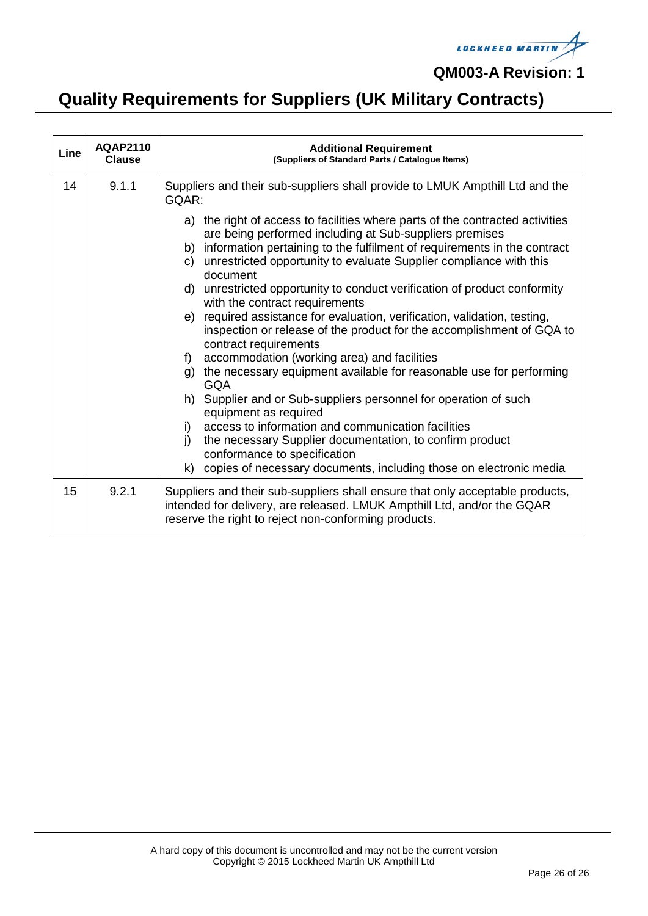| Line | AQAP2110 Clause | Additional Requirement (Suppliers of Standard Parts / Catalogue Items) |
|---|---|---|
| 14 | 9.1.1 | Suppliers and their sub-suppliers shall provide to LMUK Ampthill Ltd and the GQAR:<br>a) the right of access to facilities where parts of the contracted activities are being performed including at Sub-suppliers premises<br>b) information pertaining to the fulfilment of requirements in the contract<br>c) unrestricted opportunity to evaluate Supplier compliance with this document<br>d) unrestricted opportunity to conduct verification of product conformity with the contract requirements<br>e) required assistance for evaluation, verification, validation, testing, inspection or release of the product for the accomplishment of GQA to contract requirements<br>f) accommodation (working area) and facilities<br>g) the necessary equipment available for reasonable use for performing GQA<br>h) Supplier and or Sub-suppliers personnel for operation of such equipment as required<br>i) access to information and communication facilities<br>j) the necessary Supplier documentation, to confirm product conformance to specification<br>k) copies of necessary documents, including those on electronic media |
| 15 | 9.2.1 | Suppliers and their sub-suppliers shall ensure that only acceptable products, intended for delivery, are released. LMUK Ampthill Ltd, and/or the GQAR reserve the right to reject non-conforming products. |